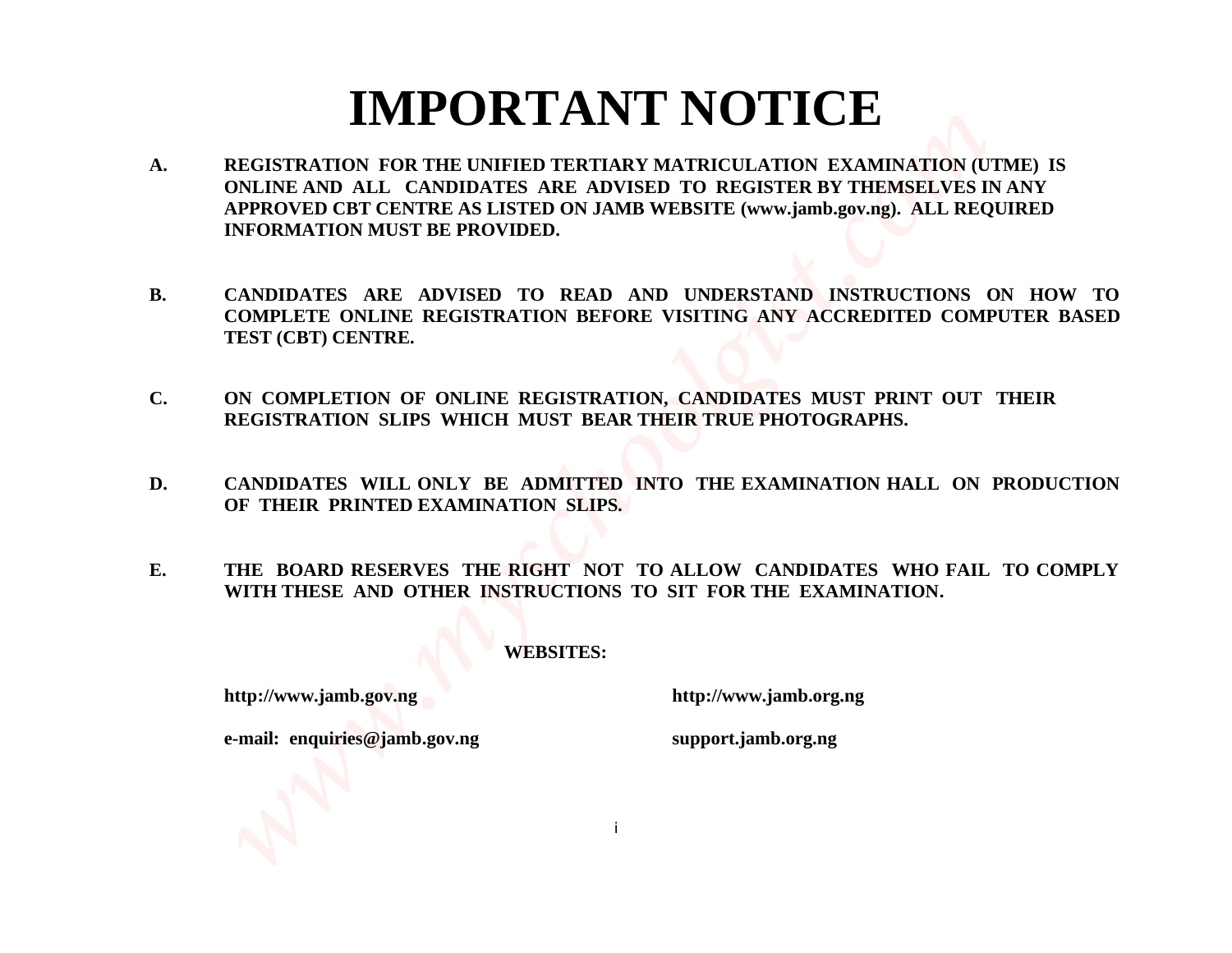# IMPORTANT NOTICE

**A.** **REGISTRATION FOR THE UNIFIED TERTIARY MATRICULATION EXAMINATION (UTME) IS ONLINE AND ALL CANDIDATES ARE ADVISED TO REGISTER BY THEMSELVES IN ANY APPROVED CBT CENTRE AS LISTED ON JAMB WEBSITE (www.jamb.gov.ng). ALL REQUIRED INFORMATION MUST BE PROVIDED.**

**B.** **CANDIDATES ARE ADVISED TO READ AND UNDERSTAND INSTRUCTIONS ON HOW TO COMPLETE ONLINE REGISTRATION BEFORE VISITING ANY ACCREDITED COMPUTER BASED TEST (CBT) CENTRE.**

**C.** **ON COMPLETION OF ONLINE REGISTRATION, CANDIDATES MUST PRINT OUT THEIR REGISTRATION SLIPS WHICH MUST BEAR THEIR TRUE PHOTOGRAPHS.**

**D.** **CANDIDATES WILL ONLY BE ADMITTED INTO THE EXAMINATION HALL ON PRODUCTION OF THEIR PRINTED EXAMINATION SLIPS.**

**E.** **THE BOARD RESERVES THE RIGHT NOT TO ALLOW CANDIDATES WHO FAIL TO COMPLY WITH THESE AND OTHER INSTRUCTIONS TO SIT FOR THE EXAMINATION.**

**WEBSITES:**

**http://www.jamb.gov.ng** **http://www.jamb.org.ng**

**e-mail: enquiries@jamb.gov.ng** **support.jamb.org.ng**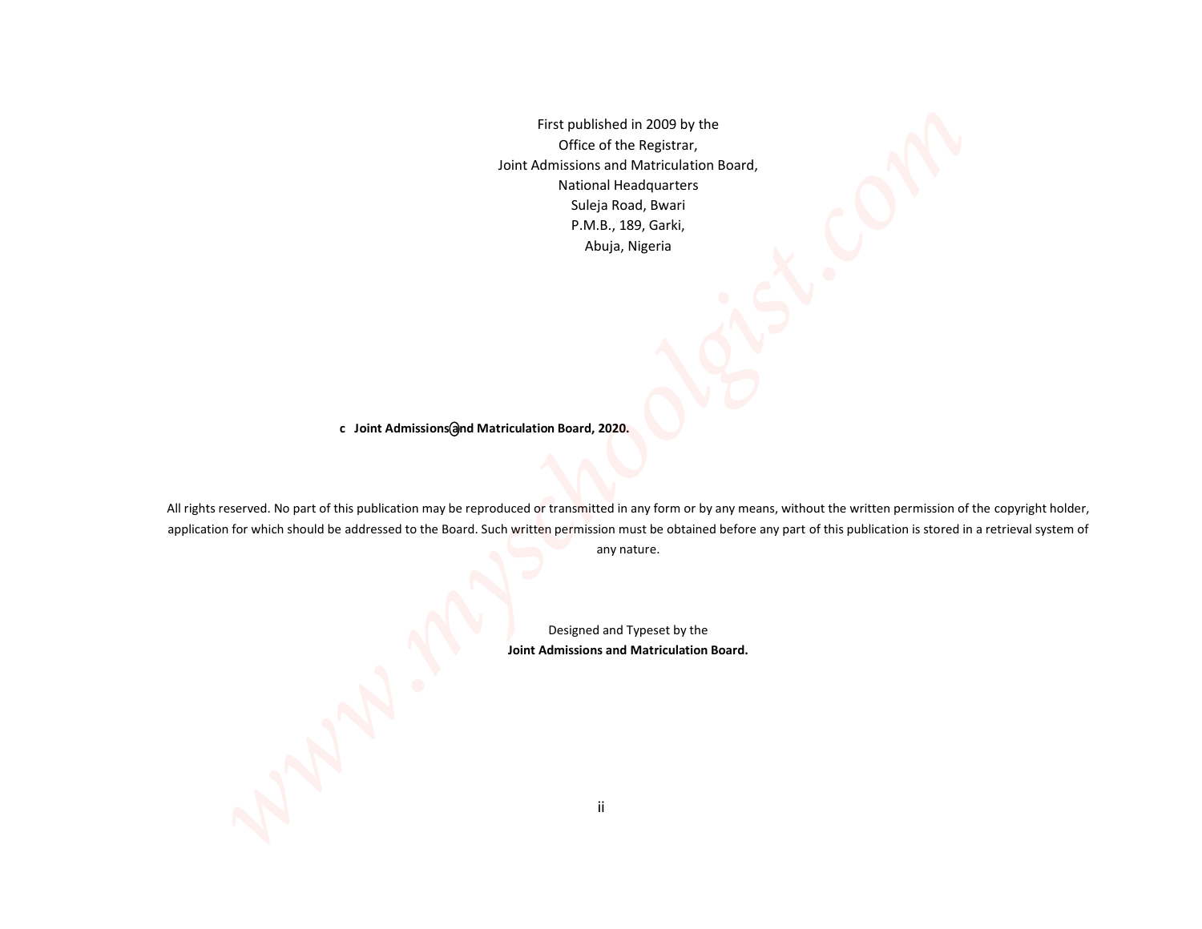First published in 2009 by the
Office of the Registrar,
Joint Admissions and Matriculation Board,
National Headquarters
Suleja Road, Bwari
P.M.B., 189, Garki,
Abuja, Nigeria

**c Joint Admissions and Matriculation Board, 2020.**

All rights reserved. No part of this publication may be reproduced or transmitted in any form or by any means, without the written permission of the copyright holder, application for which should be addressed to the Board. Such written permission must be obtained before any part of this publication is stored in a retrieval system of any nature.

Designed and Typeset by the
**Joint Admissions and Matriculation Board.**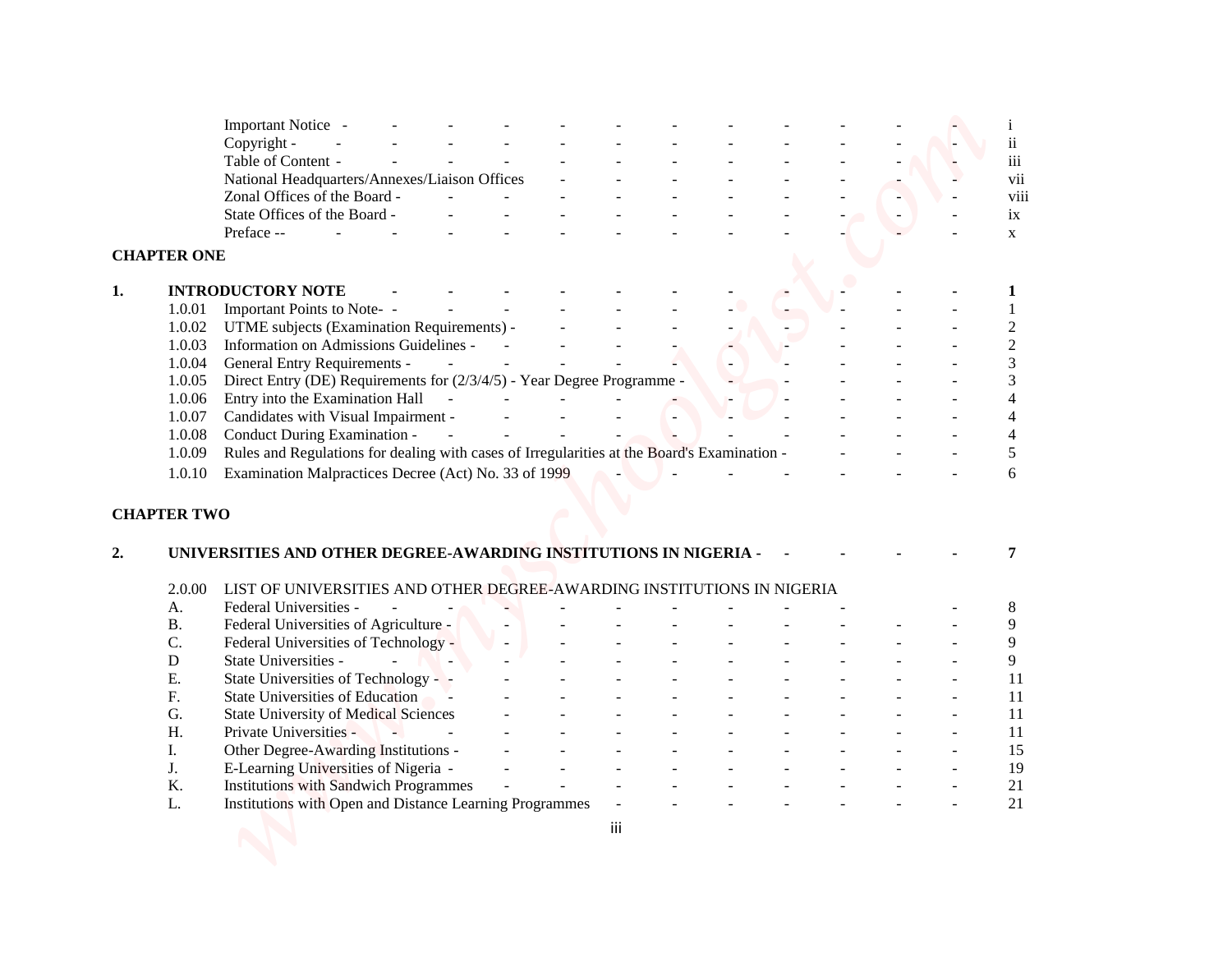| | | |
|---|---|---|
| | Important Notice | i |
| | Copyright | ii |
| | Table of Content | iii |
| | National Headquarters/Annexes/Liaison Offices | vii |
| | Zonal Offices of the Board | viii |
| | State Offices of the Board | ix |
| | Preface | x |

**CHAPTER ONE**

| | | | |
|---|---|---|---|
| **1.** | **INTRODUCTORY NOTE** | | **1** |
| | 1.0.01 | Important Points to Note | 1 |
| | 1.0.02 | UTME subjects (Examination Requirements) | 2 |
| | 1.0.03 | Information on Admissions Guidelines | 2 |
| | 1.0.04 | General Entry Requirements | 3 |
| | 1.0.05 | Direct Entry (DE) Requirements for (2/3/4/5) - Year Degree Programme | 3 |
| | 1.0.06 | Entry into the Examination Hall | 4 |
| | 1.0.07 | Candidates with Visual Impairment | 4 |
| | 1.0.08 | Conduct During Examination | 4 |
| | 1.0.09 | Rules and Regulations for dealing with cases of Irregularities at the Board's Examination | 5 |
| | 1.0.10 | Examination Malpractices Decree (Act) No. 33 of 1999 | 6 |

**CHAPTER TWO**

| | | | |
|---|---|---|---|
| **2.** | **UNIVERSITIES AND OTHER DEGREE-AWARDING INSTITUTIONS IN NIGERIA** | | **7** |
| | 2.0.00 | LIST OF UNIVERSITIES AND OTHER DEGREE-AWARDING INSTITUTIONS IN NIGERIA | |
| | A. | Federal Universities | 8 |
| | B. | Federal Universities of Agriculture | 9 |
| | C. | Federal Universities of Technology | 9 |
| | D | State Universities | 9 |
| | E. | State Universities of Technology | 11 |
| | F. | State Universities of Education | 11 |
| | G. | State University of Medical Sciences | 11 |
| | H. | Private Universities | 11 |
| | I. | Other Degree-Awarding Institutions | 15 |
| | J. | E-Learning Universities of Nigeria | 19 |
| | K. | Institutions with Sandwich Programmes | 21 |
| | L. | Institutions with Open and Distance Learning Programmes | 21 |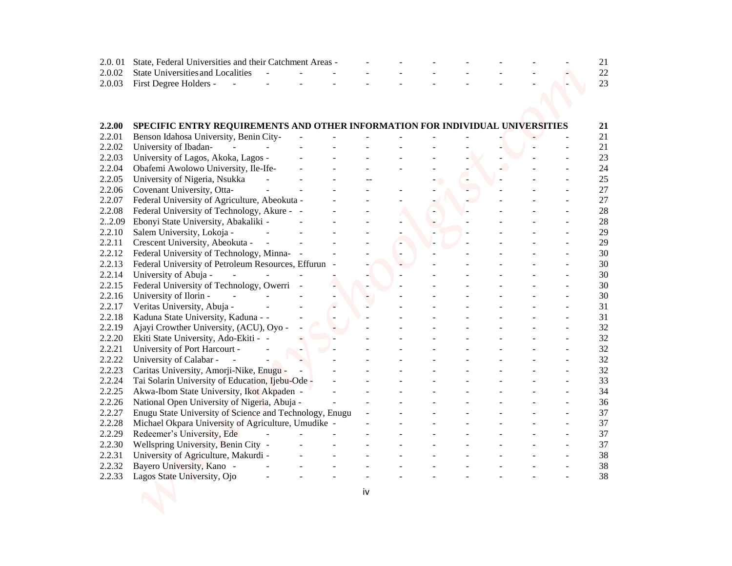| | | |
|---|---|---|
| 2.0. 01 | State, Federal Universities and their Catchment Areas | 21 |
| 2.0.02 | State Universities and Localities | 22 |
| 2.0.03 | First Degree Holders | 23 |

| | | |
|---|---|---|
| **2.2.00** | **SPECIFIC ENTRY REQUIREMENTS AND OTHER INFORMATION FOR INDIVIDUAL UNIVERSITIES** | **21** |
| 2.2.01 | Benson Idahosa University, Benin City | 21 |
| 2.2.02 | University of Ibadan | 21 |
| 2.2.03 | University of Lagos, Akoka, Lagos | 23 |
| 2.2.04 | Obafemi Awolowo University, Ile-Ife | 24 |
| 2.2.05 | University of Nigeria, Nsukka | 25 |
| 2.2.06 | Covenant University, Otta | 27 |
| 2.2.07 | Federal University of Agriculture, Abeokuta | 27 |
| 2.2.08 | Federal University of Technology, Akure | 28 |
| 2..2.09 | Ebonyi State University, Abakaliki | 28 |
| 2.2.10 | Salem University, Lokoja | 29 |
| 2.2.11 | Crescent University, Abeokuta | 29 |
| 2.2.12 | Federal University of Technology, Minna | 30 |
| 2.2.13 | Federal University of Petroleum Resources, Effurun | 30 |
| 2.2.14 | University of Abuja | 30 |
| 2.2.15 | Federal University of Technology, Owerri | 30 |
| 2.2.16 | University of Ilorin | 30 |
| 2.2.17 | Veritas University, Abuja | 31 |
| 2.2.18 | Kaduna State University, Kaduna | 31 |
| 2.2.19 | Ajayi Crowther University, (ACU), Oyo | 32 |
| 2.2.20 | Ekiti State University, Ado-Ekiti | 32 |
| 2.2.21 | University of Port Harcourt | 32 |
| 2.2.22 | University of Calabar | 32 |
| 2.2.23 | Caritas University, Amorji-Nike, Enugu | 32 |
| 2.2.24 | Tai Solarin University of Education, Ijebu-Ode | 33 |
| 2.2.25 | Akwa-Ibom State University, Ikot Akpaden | 34 |
| 2.2.26 | National Open University of Nigeria, Abuja | 36 |
| 2.2.27 | Enugu State University of Science and Technology, Enugu | 37 |
| 2.2.28 | Michael Okpara University of Agriculture, Umudike | 37 |
| 2.2.29 | Redeemer's University, Ede | 37 |
| 2.2.30 | Wellspring University, Benin City | 37 |
| 2.2.31 | University of Agriculture, Makurdi | 38 |
| 2.2.32 | Bayero University, Kano | 38 |
| 2.2.33 | Lagos State University, Ojo | 38 |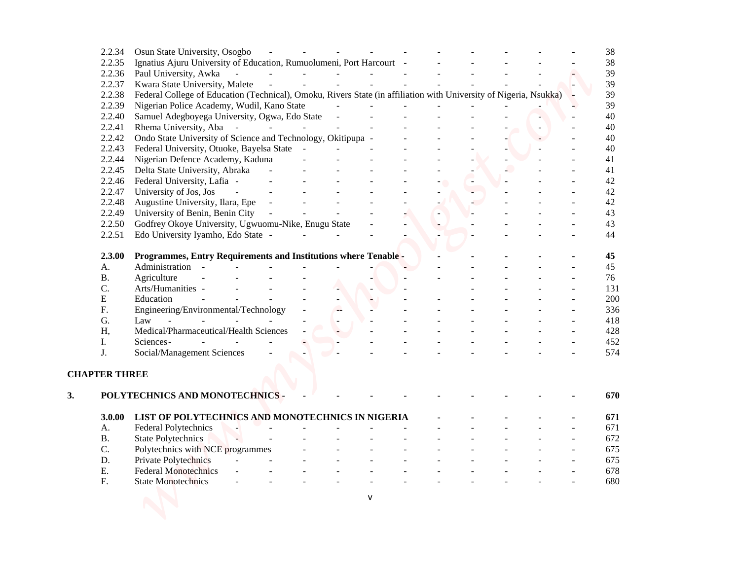| | | |
|---|---|---|
| 2.2.34 | Osun State University, Osogbo | 38 |
| 2.2.35 | Ignatius Ajuru University of Education, Rumuolumeni, Port Harcourt | 38 |
| 2.2.36 | Paul University, Awka | 39 |
| 2.2.37 | Kwara State University, Malete | 39 |
| 2.2.38 | Federal College of Education (Technical), Omoku, Rivers State (in affiliation with University of Nigeria, Nsukka) | 39 |
| 2.2.39 | Nigerian Police Academy, Wudil, Kano State | 39 |
| 2.2.40 | Samuel Adegboyega University, Ogwa, Edo State | 40 |
| 2.2.41 | Rhema University, Aba | 40 |
| 2.2.42 | Ondo State University of Science and Technology, Okitipupa | 40 |
| 2.2.43 | Federal University, Otuoke, Bayelsa State | 40 |
| 2.2.44 | Nigerian Defence Academy, Kaduna | 41 |
| 2.2.45 | Delta State University, Abraka | 41 |
| 2.2.46 | Federal University, Lafia | 42 |
| 2.2.47 | University of Jos, Jos | 42 |
| 2.2.48 | Augustine University, Ilara, Epe | 42 |
| 2.2.49 | University of Benin, Benin City | 43 |
| 2.2.50 | Godfrey Okoye University, Ugwuomu-Nike, Enugu State | 43 |
| 2.2.51 | Edo University Iyamho, Edo State | 44 |
| **2.3.00** | **Programmes, Entry Requirements and Institutions where Tenable** | **45** |
| A. | Administration | 45 |
| B. | Agriculture | 76 |
| C. | Arts/Humanities | 131 |
| E | Education | 200 |
| F. | Engineering/Environmental/Technology | 336 |
| G. | Law | 418 |
| H, | Medical/Pharmaceutical/Health Sciences | 428 |
| I. | Sciences | 452 |
| J. | Social/Management Sciences | 574 |

## CHAPTER THREE

| | | |
|---|---|---|
| **3.** | **POLYTECHNICS AND MONOTECHNICS** | **670** |
| **3.0.00** | **LIST OF POLYTECHNICS AND MONOTECHNICS IN NIGERIA** | **671** |
| A. | Federal Polytechnics | 671 |
| B. | State Polytechnics | 672 |
| C. | Polytechnics with NCE programmes | 675 |
| D. | Private Polytechnics | 675 |
| E. | Federal Monotechnics | 678 |
| F. | State Monotechnics | 680 |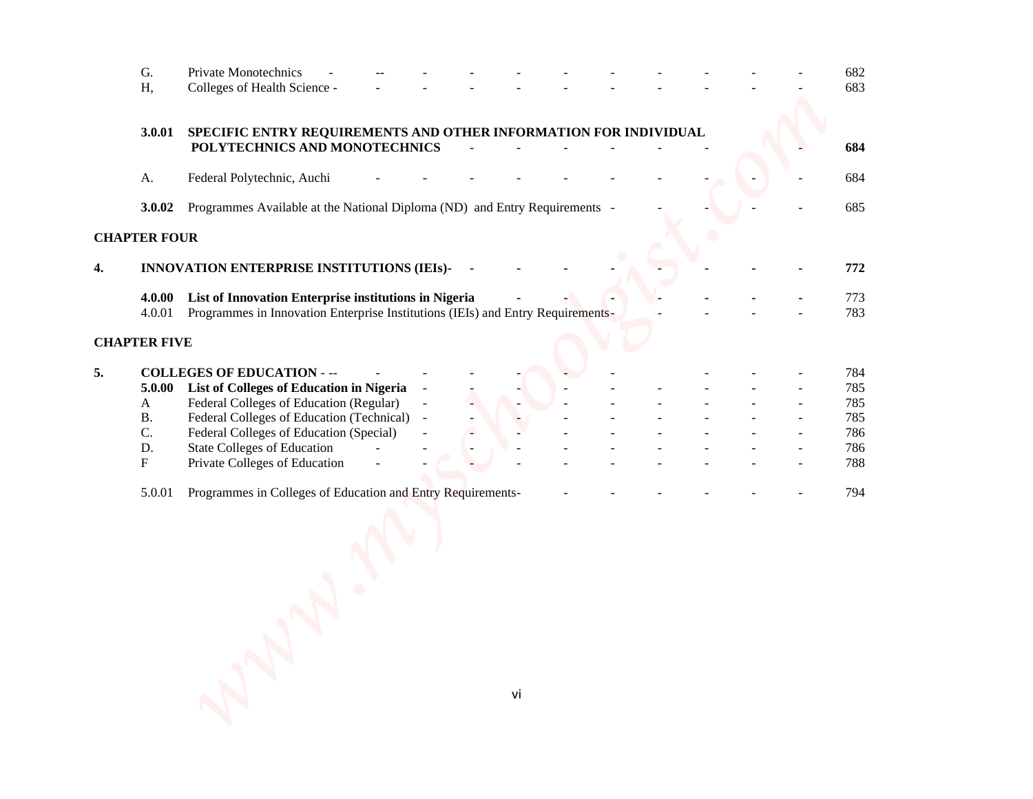| | | | |
|---|---|---|---|
| | G. | Private Monotechnics | 682 |
| | H, | Colleges of Health Science | 683 |
| | **3.0.01** | **SPECIFIC ENTRY REQUIREMENTS AND OTHER INFORMATION FOR INDIVIDUAL POLYTECHNICS AND MONOTECHNICS** | **684** |
| | A. | Federal Polytechnic, Auchi | 684 |
| | **3.0.02** | Programmes Available at the National Diploma (ND) and Entry Requirements | 685 |

**CHAPTER FOUR**

| | | | |
|---|---|---|---|
| **4.** | **INNOVATION ENTERPRISE INSTITUTIONS (IEIs)** | | **772** |
| | **4.0.00** | **List of Innovation Enterprise institutions in Nigeria** | 773 |
| | 4.0.01 | Programmes in Innovation Enterprise Institutions (IEIs) and Entry Requirements | 783 |

**CHAPTER FIVE**

| | | | |
|---|---|---|---|
| **5.** | **COLLEGES OF EDUCATION** | | 784 |
| | **5.0.00** | **List of Colleges of Education in Nigeria** | 785 |
| | A | Federal Colleges of Education (Regular) | 785 |
| | B. | Federal Colleges of Education (Technical) | 785 |
| | C. | Federal Colleges of Education (Special) | 786 |
| | D. | State Colleges of Education | 786 |
| | F | Private Colleges of Education | 788 |
| | 5.0.01 | Programmes in Colleges of Education and Entry Requirements | 794 |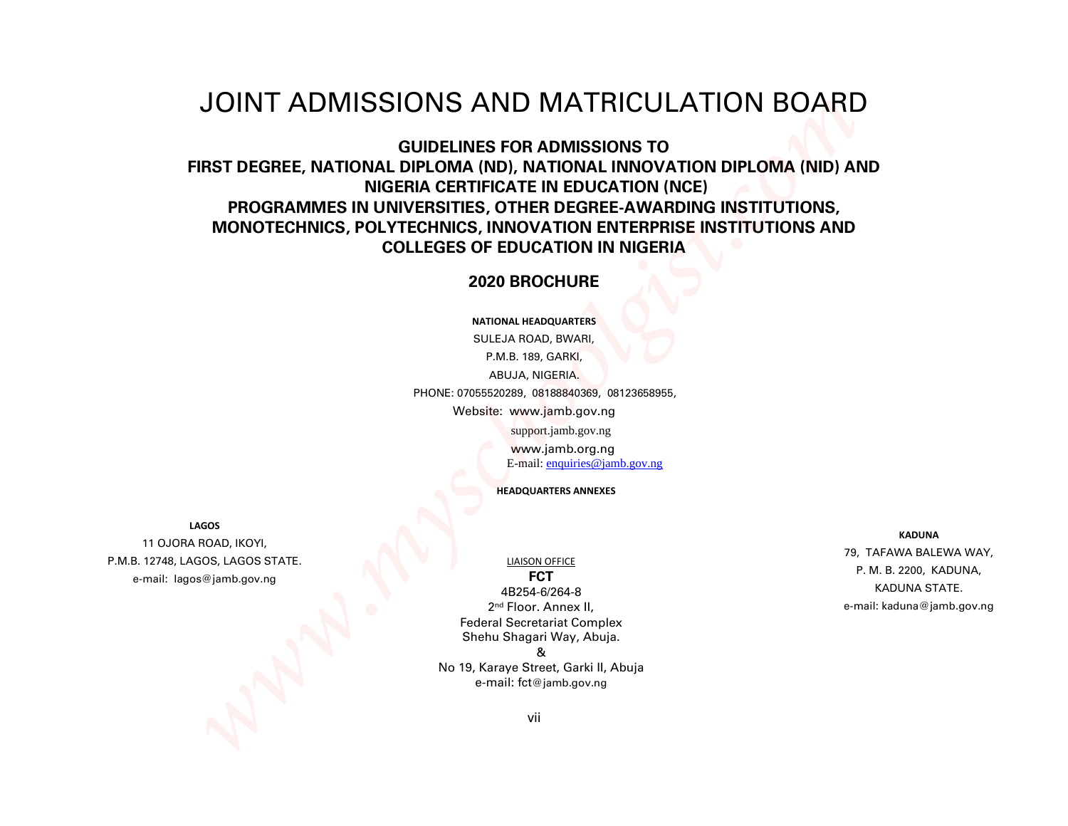# JOINT ADMISSIONS AND MATRICULATION BOARD

## GUIDELINES FOR ADMISSIONS TO FIRST DEGREE, NATIONAL DIPLOMA (ND), NATIONAL INNOVATION DIPLOMA (NID) AND NIGERIA CERTIFICATE IN EDUCATION (NCE) PROGRAMMES IN UNIVERSITIES, OTHER DEGREE-AWARDING INSTITUTIONS, MONOTECHNICS, POLYTECHNICS, INNOVATION ENTERPRISE INSTITUTIONS AND COLLEGES OF EDUCATION IN NIGERIA

## 2020 BROCHURE

**NATIONAL HEADQUARTERS**

SULEJA ROAD, BWARI,
P.M.B. 189, GARKI,
ABUJA, NIGERIA.
PHONE: 07055520289, 08188840369, 08123658955,
Website: www.jamb.gov.ng
support.jamb.gov.ng
www.jamb.org.ng
E-mail: enquiries@jamb.gov.ng

**HEADQUARTERS ANNEXES**

**LAGOS**

11 OJORA ROAD, IKOYI,
P.M.B. 12748, LAGOS, LAGOS STATE.
e-mail: lagos@jamb.gov.ng

LIAISON OFFICE

**FCT**

4B254-6/264-8
2nd Floor. Annex II,
Federal Secretariat Complex
Shehu Shagari Way, Abuja.
&
No 19, Karaye Street, Garki II, Abuja
e-mail: fct@jamb.gov.ng

**KADUNA**

79, TAFAWA BALEWA WAY,
P. M. B. 2200, KADUNA,
KADUNA STATE.
e-mail: kaduna@jamb.gov.ng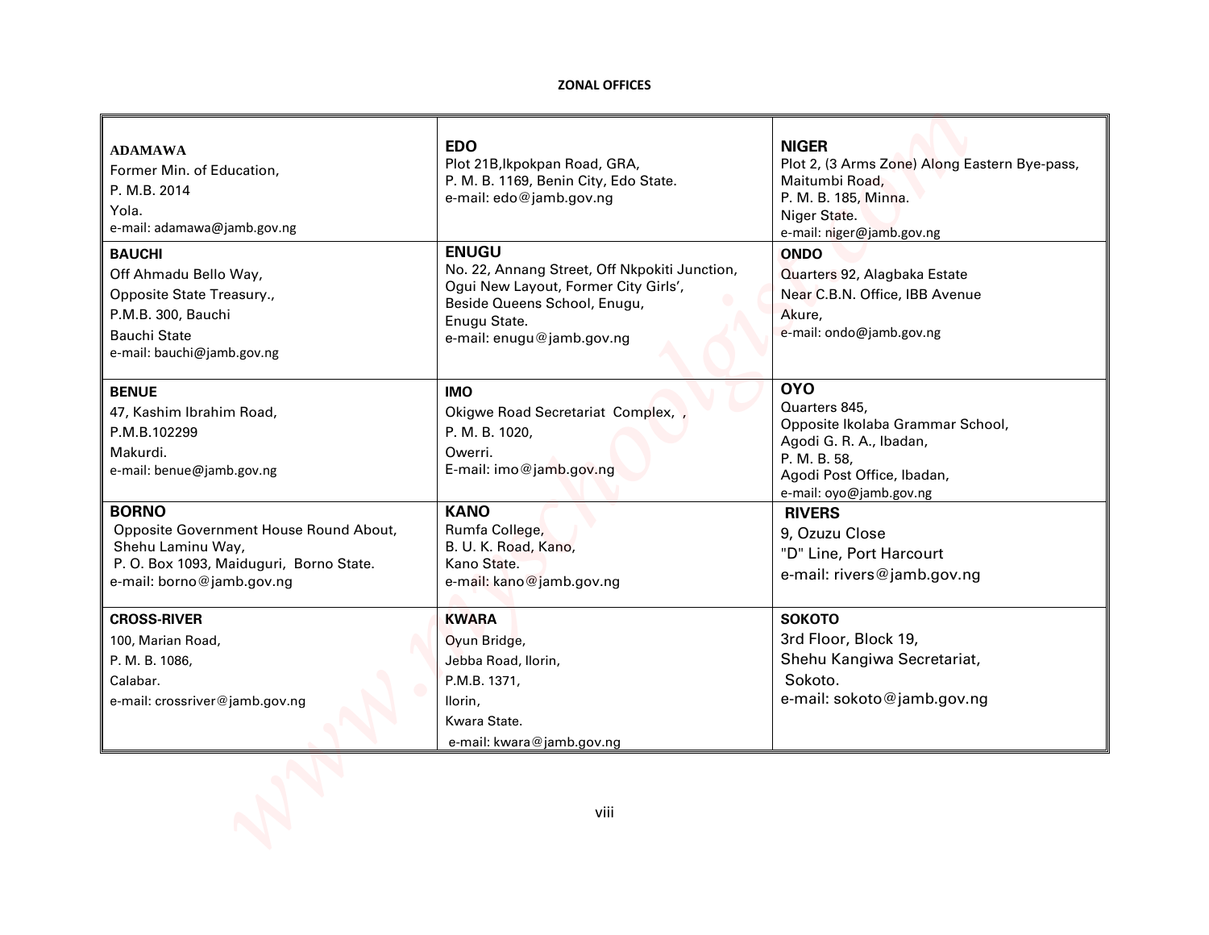## ZONAL OFFICES

| | | |
|---|---|---|
| **ADAMAWA**<br>Former Min. of Education,<br>P. M.B. 2014<br>Yola.<br>e-mail: adamawa@jamb.gov.ng | **EDO**<br>Plot 21B,Ikpokpan Road, GRA,<br>P. M. B. 1169, Benin City, Edo State.<br>e-mail: edo@jamb.gov.ng | **NIGER**<br>Plot 2, (3 Arms Zone) Along Eastern Bye-pass,<br>Maitumbi Road,<br>P. M. B. 185, Minna.<br>Niger State.<br>e-mail: niger@jamb.gov.ng |
| **BAUCHI**<br>Off Ahmadu Bello Way,<br>Opposite State Treasury.,<br>P.M.B. 300, Bauchi<br>Bauchi State<br>e-mail: bauchi@jamb.gov.ng | **ENUGU**<br>No. 22, Annang Street, Off Nkpokiti Junction,<br>Ogui New Layout, Former City Girls',<br>Beside Queens School, Enugu,<br>Enugu State.<br>e-mail: enugu@jamb.gov.ng | **ONDO**<br>Quarters 92, Alagbaka Estate<br>Near C.B.N. Office, IBB Avenue<br>Akure,<br>e-mail: ondo@jamb.gov.ng |
| **BENUE**<br>47, Kashim Ibrahim Road,<br>P.M.B.102299<br>Makurdi.<br>e-mail: benue@jamb.gov.ng | **IMO**<br>Okigwe Road Secretariat Complex, ,<br>P. M. B. 1020,<br>Owerri.<br>E-mail: imo@jamb.gov.ng | **OYO**<br>Quarters 845,<br>Opposite Ikolaba Grammar School,<br>Agodi G. R. A., Ibadan,<br>P. M. B. 58,<br>Agodi Post Office, Ibadan,<br>e-mail: oyo@jamb.gov.ng |
| **BORNO**<br>Opposite Government House Round About,<br>Shehu Laminu Way,<br>P. O. Box 1093, Maiduguri, Borno State.<br>e-mail: borno@jamb.gov.ng | **KANO**<br>Rumfa College,<br>B. U. K. Road, Kano,<br>Kano State.<br>e-mail: kano@jamb.gov.ng | **RIVERS**<br>9, Ozuzu Close<br>"D" Line, Port Harcourt<br>e-mail: rivers@jamb.gov.ng |
| **CROSS-RIVER**<br>100, Marian Road,<br>P. M. B. 1086,<br>Calabar.<br>e-mail: crossriver@jamb.gov.ng | **KWARA**<br>Oyun Bridge,<br>Jebba Road, Ilorin,<br>P.M.B. 1371,<br>Ilorin,<br>Kwara State.<br>e-mail: kwara@jamb.gov.ng | **SOKOTO**<br>3rd Floor, Block 19,<br>Shehu Kangiwa Secretariat,<br>Sokoto.<br>e-mail: sokoto@jamb.gov.ng |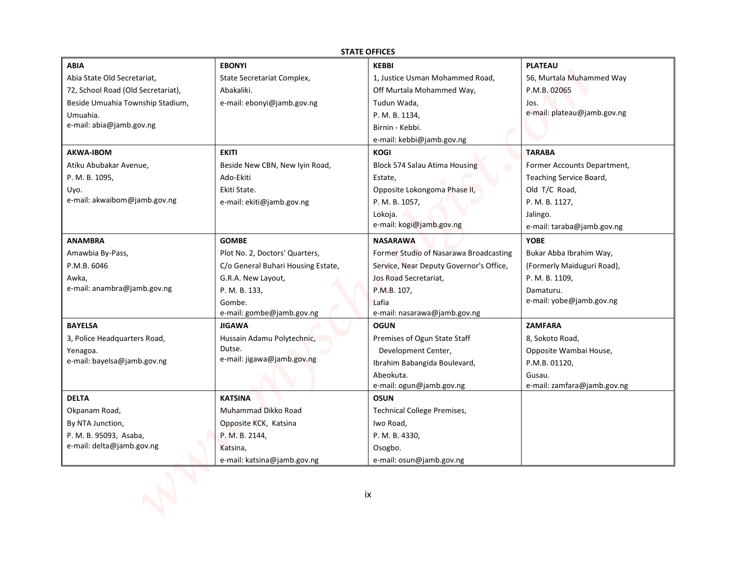## STATE OFFICES

| | | | |
|---|---|---|---|
| **ABIA**<br>Abia State Old Secretariat,<br>72, School Road (Old Secretariat),<br>Beside Umuahia Township Stadium,<br>Umuahia.<br>e-mail: abia@jamb.gov.ng | **EBONYI**<br>State Secretariat Complex,<br>Abakaliki.<br>e-mail: ebonyi@jamb.gov.ng | **KEBBI**<br>1, Justice Usman Mohammed Road,<br>Off Murtala Mohammed Way,<br>Tudun Wada,<br>P. M. B. 1134,<br>Birnin - Kebbi.<br>e-mail: kebbi@jamb.gov.ng | **PLATEAU**<br>56, Murtala Muhammed Way<br>P.M.B. 02065<br>Jos.<br>e-mail: plateau@jamb.gov.ng |
| **AKWA-IBOM**<br>Atiku Abubakar Avenue,<br>P. M. B. 1095,<br>Uyo.<br>e-mail: akwaibom@jamb.gov.ng | **EKITI**<br>Beside New CBN, New Iyin Road,<br>Ado-Ekiti<br>Ekiti State.<br>e-mail: ekiti@jamb.gov.ng | **KOGI**<br>Block 574 Salau Atima Housing Estate,<br>Opposite Lokongoma Phase II,<br>P. M. B. 1057,<br>Lokoja.<br>e-mail: kogi@jamb.gov.ng | **TARABA**<br>Former Accounts Department,<br>Teaching Service Board,<br>Old T/C Road,<br>P. M. B. 1127,<br>Jalingo.<br>e-mail: taraba@jamb.gov.ng |
| **ANAMBRA**<br>Amawbia By-Pass,<br>P.M.B. 6046<br>Awka,<br>e-mail: anambra@jamb.gov.ng | **GOMBE**<br>Plot No. 2, Doctors' Quarters,<br>C/o General Buhari Housing Estate,<br>G.R.A. New Layout,<br>P. M. B. 133,<br>Gombe.<br>e-mail: gombe@jamb.gov.ng | **NASARAWA**<br>Former Studio of Nasarawa Broadcasting Service, Near Deputy Governor's Office,<br>Jos Road Secretariat,<br>P.M.B. 107,<br>Lafia<br>e-mail: nasarawa@jamb.gov.ng | **YOBE**<br>Bukar Abba Ibrahim Way,<br>(Formerly Maiduguri Road),<br>P. M. B. 1109,<br>Damaturu.<br>e-mail: yobe@jamb.gov.ng |
| **BAYELSA**<br>3, Police Headquarters Road,<br>Yenagoa.<br>e-mail: bayelsa@jamb.gov.ng | **JIGAWA**<br>Hussain Adamu Polytechnic,<br>Dutse.<br>e-mail: jigawa@jamb.gov.ng | **OGUN**<br>Premises of Ogun State Staff Development Center,<br>Ibrahim Babangida Boulevard,<br>Abeokuta.<br>e-mail: ogun@jamb.gov.ng | **ZAMFARA**<br>8, Sokoto Road,<br>Opposite Wambai House,<br>P.M.B. 01120,<br>Gusau.<br>e-mail: zamfara@jamb.gov.ng |
| **DELTA**<br>Okpanam Road,<br>By NTA Junction,<br>P. M. B. 95093, Asaba,<br>e-mail: delta@jamb.gov.ng | **KATSINA**<br>Muhammad Dikko Road<br>Opposite KCK, Katsina<br>P. M. B. 2144,<br>Katsina,<br>e-mail: katsina@jamb.gov.ng | **OSUN**<br>Technical College Premises,<br>Iwo Road,<br>P. M. B. 4330,<br>Osogbo.<br>e-mail: osun@jamb.gov.ng | |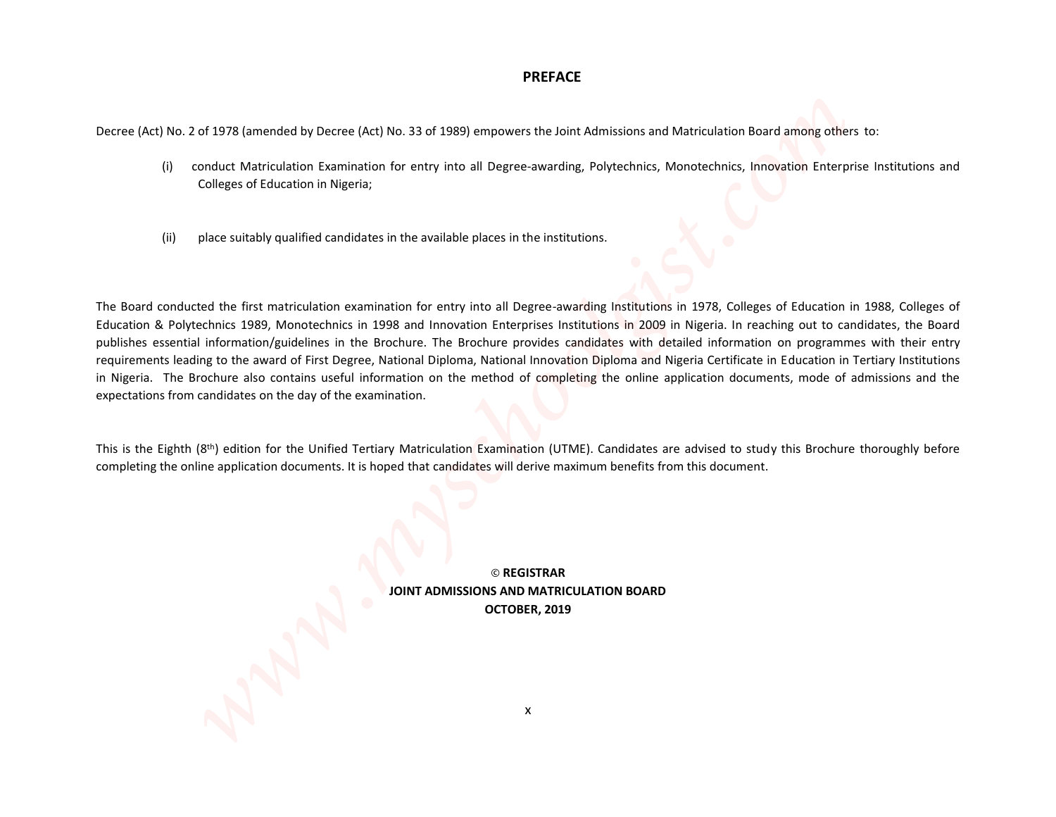# PREFACE

Decree (Act) No. 2 of 1978 (amended by Decree (Act) No. 33 of 1989) empowers the Joint Admissions and Matriculation Board among others to:

(i) conduct Matriculation Examination for entry into all Degree-awarding, Polytechnics, Monotechnics, Innovation Enterprise Institutions and Colleges of Education in Nigeria;

(ii) place suitably qualified candidates in the available places in the institutions.

The Board conducted the first matriculation examination for entry into all Degree-awarding Institutions in 1978, Colleges of Education in 1988, Colleges of Education & Polytechnics 1989, Monotechnics in 1998 and Innovation Enterprises Institutions in 2009 in Nigeria. In reaching out to candidates, the Board publishes essential information/guidelines in the Brochure. The Brochure provides candidates with detailed information on programmes with their entry requirements leading to the award of First Degree, National Diploma, National Innovation Diploma and Nigeria Certificate in Education in Tertiary Institutions in Nigeria. The Brochure also contains useful information on the method of completing the online application documents, mode of admissions and the expectations from candidates on the day of the examination.

This is the Eighth (8th) edition for the Unified Tertiary Matriculation Examination (UTME). Candidates are advised to study this Brochure thoroughly before completing the online application documents. It is hoped that candidates will derive maximum benefits from this document.

© **REGISTRAR**
**JOINT ADMISSIONS AND MATRICULATION BOARD**
**OCTOBER, 2019**